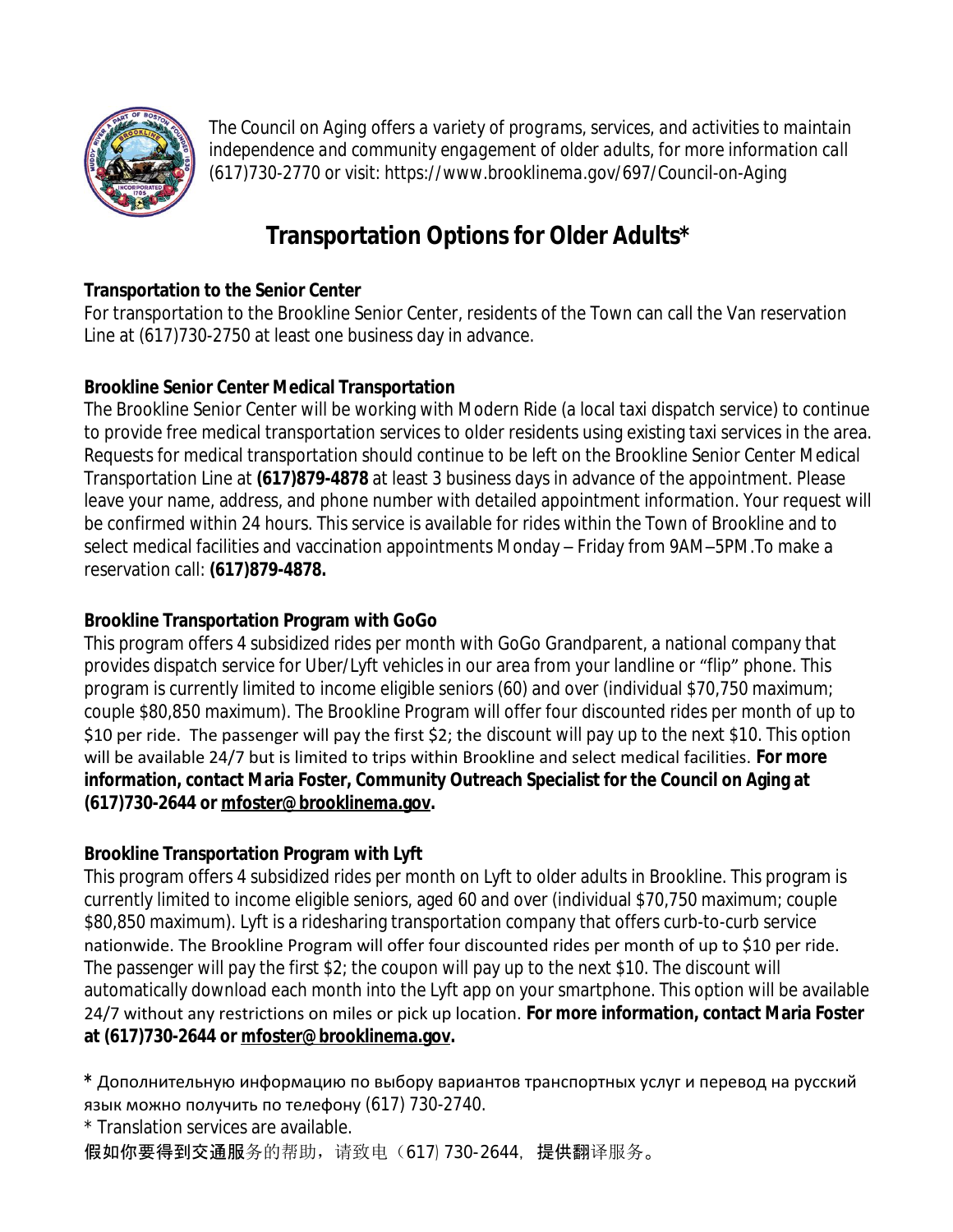*The Council on Aging offers a variety of programs, services, and activities to maintain independence and community engagement of older adults, for more information call (617)730-2770 or visit: https://www.brooklinema.gov/697/Council-on-Aging*

# Transportation Options for Older Adults*

**Transportation to the Senior Center**

For transportation to the Brookline Senior Center, residents of the Town can call the Van reservation Line at (617)730-2750 at least one business day in advance.

**Brookline Senior Center Medical Transportation**

The Brookline Senior Center will be working with Modern Ride (a local taxi dispatch service) to continue to provide free medical transportation services to older residents using existing taxi services in the area. Requests for medical transportation should continue to be left on the Brookline Senior Center Medical Transportation Line at **(617)879-4878** at least 3 business days in advance of the appointment. Please leave your name, address, and phone number with detailed appointment information. Your request will be confirmed within 24 hours. This service is available for rides within the Town of Brookline and to select medical facilities and vaccination appointments Monday – Friday from 9AM–5PM.To make a reservation call: **(617)879-4878.**

**Brookline Transportation Program with GoGo**

This program offers 4 subsidized rides per month with GoGo Grandparent, a national company that provides dispatch service for Uber/Lyft vehicles in our area from your landline or "flip" phone. This program is currently limited to income eligible seniors (60) and over (individual $70,750 maximum; couple $80,850 maximum). The Brookline Program will offer four discounted rides per month of up to $10 per ride. The passenger will pay the first $2; the discount will pay up to the next $10. This option will be available 24/7 but is limited to trips within Brookline and select medical facilities. **For more information, contact Maria Foster, Community Outreach Specialist for the Council on Aging at (617)730-2644 or mfoster@brooklinema.gov.**

**Brookline Transportation Program with Lyft**

This program offers 4 subsidized rides per month on Lyft to older adults in Brookline. This program is currently limited to income eligible seniors, aged 60 and over (individual $70,750 maximum; couple $80,850 maximum). Lyft is a ridesharing transportation company that offers curb-to-curb service nationwide. The Brookline Program will offer four discounted rides per month of up to $10 per ride. The passenger will pay the first $2; the coupon will pay up to the next $10. The discount will automatically download each month into the Lyft app on your smartphone. This option will be available 24/7 without any restrictions on miles or pick up location. **For more information, contact Maria Foster at (617)730-2644 or mfoster@brooklinema.gov.**

**\*** Дополнительную информацию по выбору вариантов транспортных услуг и перевод на русский язык можно получить по телефону (617) 730-2740.

\* Translation services are available.

假如你要得到交通服务的帮助，请致电（617）730-2644，提供翻译服务。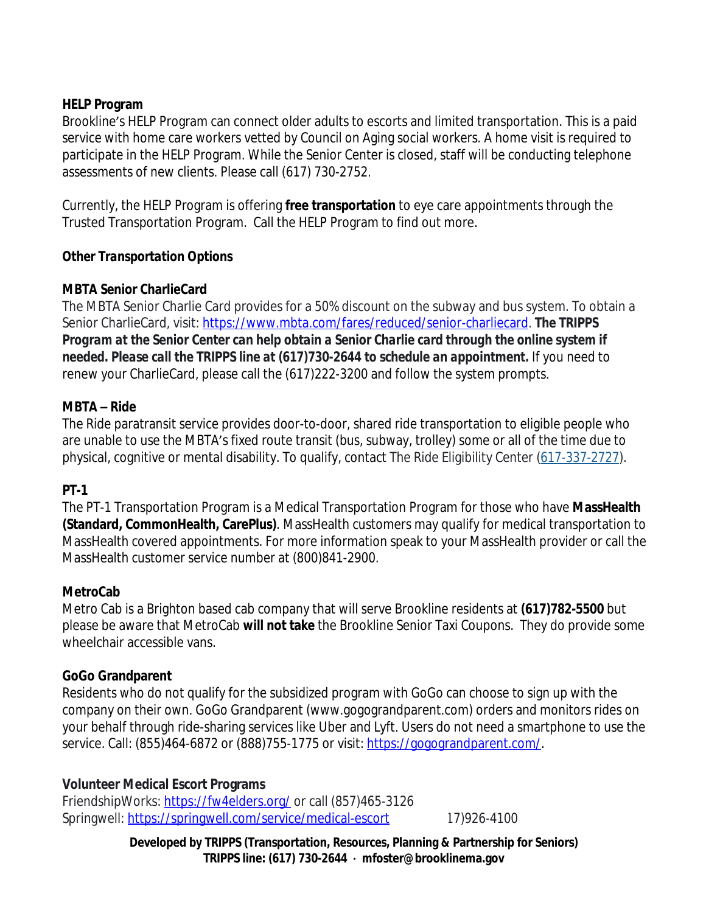**HELP Program**

Brookline's HELP Program can connect older adults to escorts and limited transportation. This is a paid service with home care workers vetted by Council on Aging social workers. A home visit is required to participate in the HELP Program. While the Senior Center is closed, staff will be conducting telephone assessments of new clients. Please call (617) 730-2752.

Currently, the HELP Program is offering **free transportation** to eye care appointments through the Trusted Transportation Program. Call the HELP Program to find out more.

***Other Transportation Options***

**MBTA Senior CharlieCard**

The MBTA Senior Charlie Card provides for a 50% discount on the subway and bus system. To obtain a Senior CharlieCard, visit: https://www.mbta.com/fares/reduced/senior-charliecard. ***The TRIPPS Program at the Senior Center can help obtain a Senior Charlie card through the online system if needed. Please call the TRIPPS line at (617)730-2644 to schedule an appointment.*** If you need to renew your CharlieCard, please call the (617)222-3200 and follow the system prompts.

**MBTA – Ride**

The Ride paratransit service provides door-to-door, shared ride transportation to eligible people who are unable to use the MBTA's fixed route transit (bus, subway, trolley) some or all of the time due to physical, cognitive or mental disability. To qualify, contact The Ride Eligibility Center (617-337-2727).

**PT-1**

The PT-1 Transportation Program is a Medical Transportation Program for those who have **MassHealth (Standard, CommonHealth, CarePlus)**. MassHealth customers may qualify for medical transportation to MassHealth covered appointments. For more information speak to your MassHealth provider or call the MassHealth customer service number at (800)841-2900.

**MetroCab**

Metro Cab is a Brighton based cab company that will serve Brookline residents at **(617)782-5500** but please be aware that MetroCab **will not take** the Brookline Senior Taxi Coupons. They do provide some wheelchair accessible vans.

**GoGo Grandparent**

Residents who do not qualify for the subsidized program with GoGo can choose to sign up with the company on their own. GoGo Grandparent (www.gogograndparent.com) orders and monitors rides on your behalf through ride-sharing services like Uber and Lyft. Users do not need a smartphone to use the service. Call: (855)464-6872 or (888)755-1775 or visit: https://gogograndparent.com/.

**Volunteer Medical Escort Programs**

FriendshipWorks: https://fw4elders.org/ or call (857)465-3126
Springwell: https://springwell.com/service/medical-escort 17)926-4100

**Developed by TRIPPS (Transportation, Resources, Planning & Partnership for Seniors)**
**TRIPPS line: (617) 730-2644 · mfoster@brooklinema.gov**